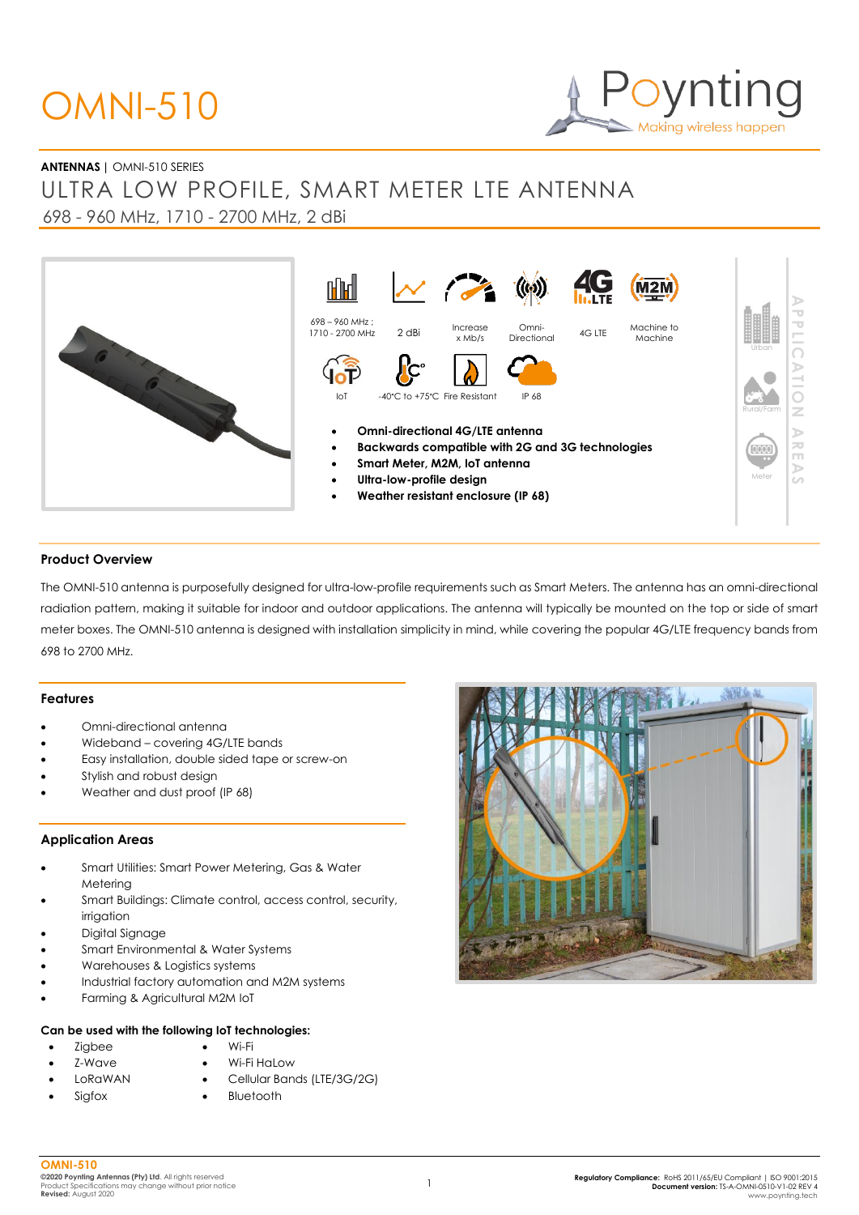# OMNI-510

**ANTENNAS** | OMNI-510 SERIES

## ULTRA LOW PROFILE, SMART METER LTE ANTENNA

698 - 960 MHz, 1710 - 2700 MHz, 2 dBi

698 – 960 MHz ; 1710 - 2700 MHz | 2 dBi | Increase x Mb/s | Omni-Directional | 4G LTE | Machine to Machine

IoT | -40°C to +75°C | Fire Resistant | IP 68

- **Omni-directional 4G/LTE antenna**
- **Backwards compatible with 2G and 3G technologies**
- **Smart Meter, M2M, IoT antenna**
- **Ultra-low-profile design**
- **Weather resistant enclosure (IP 68)**

APPLICATION AREAS: Urban, Rural/Farm, Meter

### Product Overview

The OMNI-510 antenna is purposefully designed for ultra-low-profile requirements such as Smart Meters. The antenna has an omni-directional radiation pattern, making it suitable for indoor and outdoor applications. The antenna will typically be mounted on the top or side of smart meter boxes. The OMNI-510 antenna is designed with installation simplicity in mind, while covering the popular 4G/LTE frequency bands from 698 to 2700 MHz.

### Features

- Omni-directional antenna
- Wideband – covering 4G/LTE bands
- Easy installation, double sided tape or screw-on
- Stylish and robust design
- Weather and dust proof (IP 68)

### Application Areas

- Smart Utilities: Smart Power Metering, Gas & Water Metering
- Smart Buildings: Climate control, access control, security, irrigation
- Digital Signage
- Smart Environmental & Water Systems
- Warehouses & Logistics systems
- Industrial factory automation and M2M systems
- Farming & Agricultural M2M IoT

### Can be used with the following IoT technologies:

- Zigbee
- Z-Wave
- LoRaWAN
- Sigfox
- Wi-Fi
- Wi-Fi HaLow
- Cellular Bands (LTE/3G/2G)
- Bluetooth

**OMNI-510**
**©2020 Poynting Antennas (Pty) Ltd.** All rights reserved
Product Specifications may change without prior notice
**Revised:** August 2020

**Regulatory Compliance:** RoHS 2011/65/EU Compliant | ISO 9001:2015
**Document version:** TS-A-OMNI-0510-V1-02 REV 4
www.poynting.tech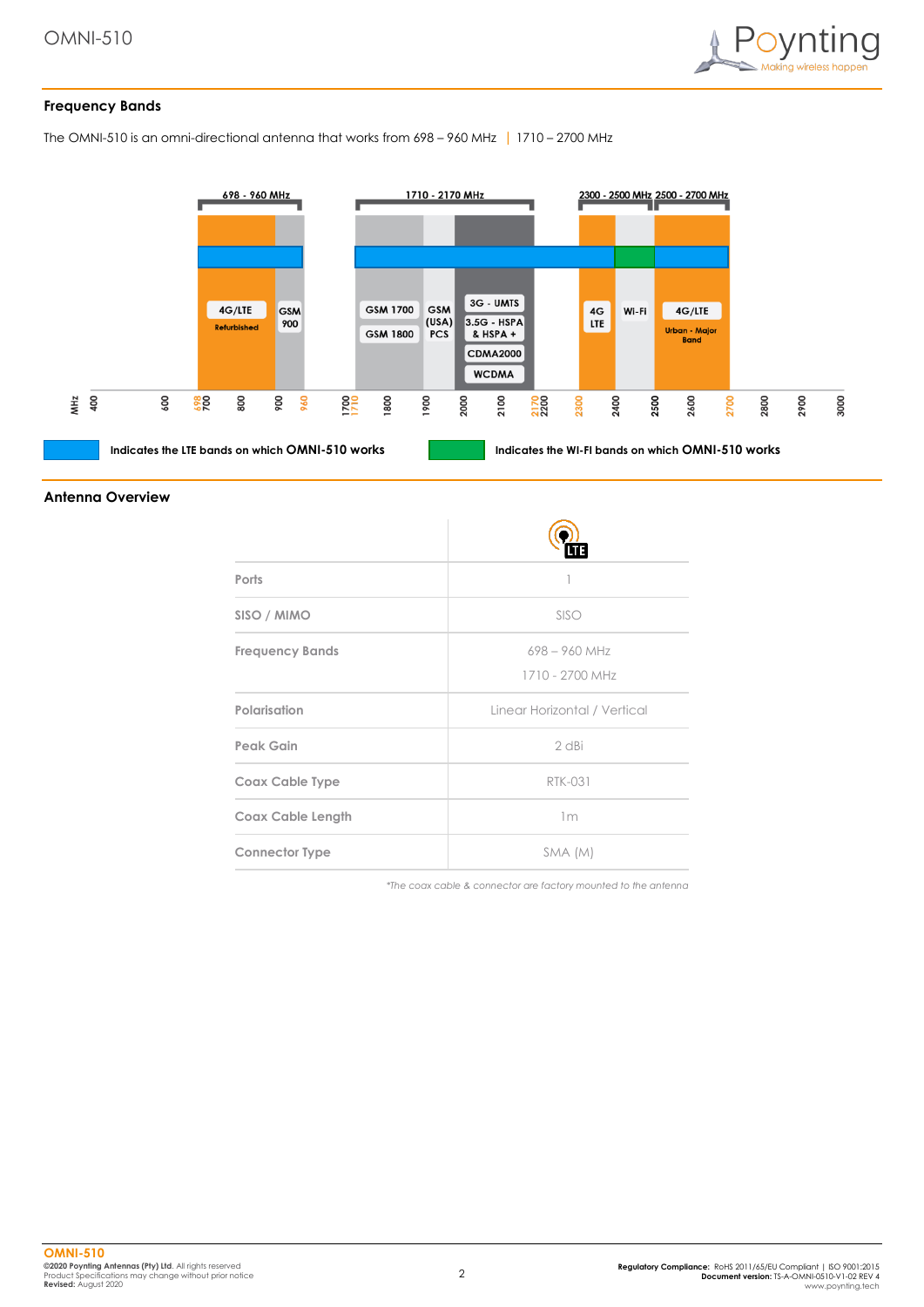## Frequency Bands

The OMNI-510 is an omni-directional antenna that works from 698 – 960 MHz | 1710 – 2700 MHz

698 - 960 MHz | 1710 - 2170 MHz | 2300 - 2500 MHz | 2500 - 2700 MHz

4G/LTE Refurbished | GSM 900 | GSM 1700 | GSM 1800 | GSM (USA) PCS | 3G - UMTS | 3.5G - HSPA & HSPA + | CDMA2000 | WCDMA | 4G LTE | WI-FI | 4G/LTE Urban - Major Band

MHz 400 600 698 700 800 900 960 1700 1710 1800 1900 2000 2100 2170 2200 2300 2400 2500 2600 2700 2800 2900 3000

Indicates the LTE bands on which **OMNI-510** works

Indicates the WI-FI bands on which **OMNI-510** works

## Antenna Overview

| | LTE |
|---|---|
| Ports | 1 |
| SISO / MIMO | SISO |
| Frequency Bands | 698 – 960 MHz<br>1710 - 2700 MHz |
| Polarisation | Linear Horizontal / Vertical |
| Peak Gain | 2 dBi |
| Coax Cable Type | RTK-031 |
| Coax Cable Length | 1m |
| Connector Type | SMA (M) |

*\*The coax cable & connector are factory mounted to the antenna*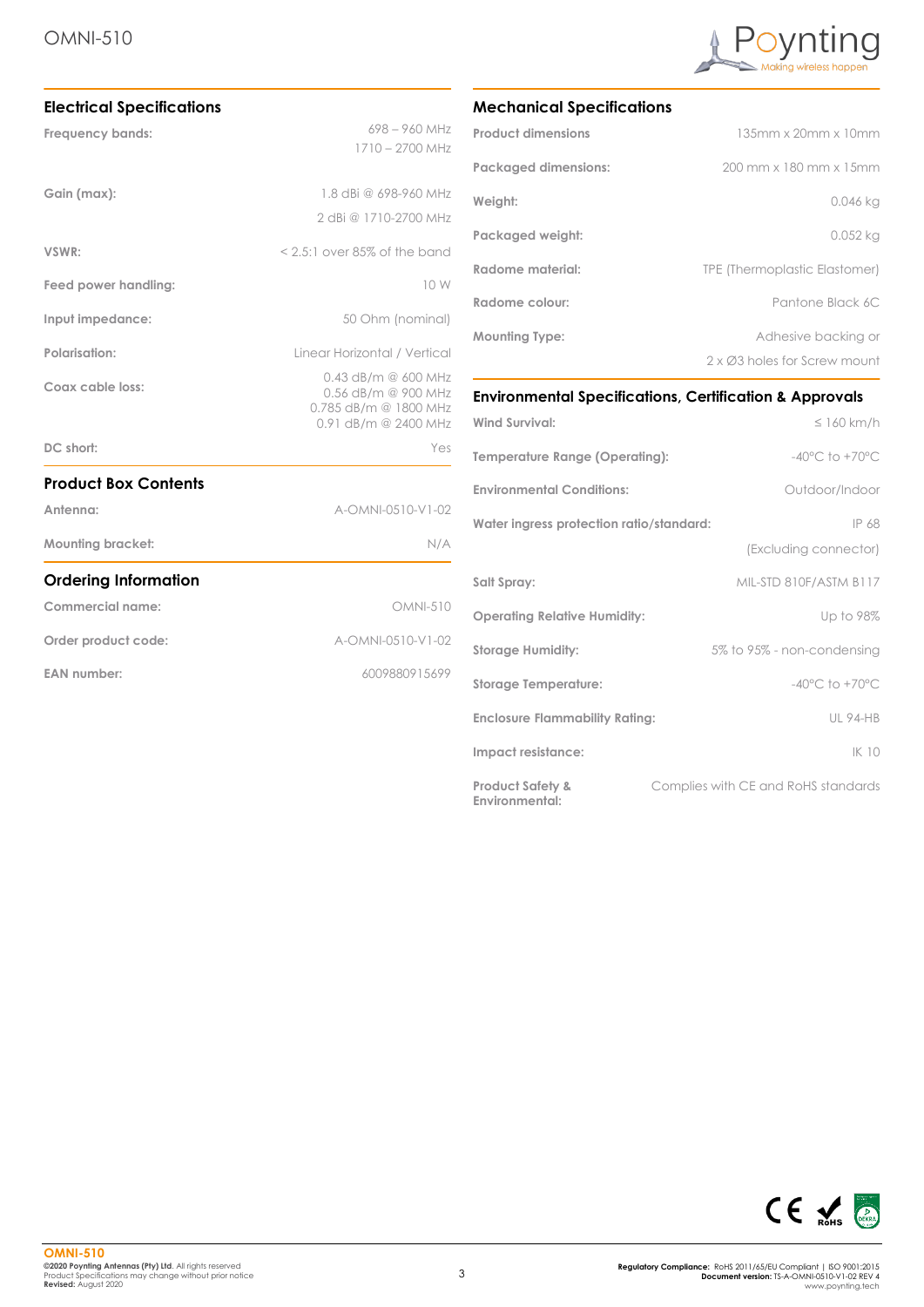## Electrical Specifications

| | |
|---|---|
| **Frequency bands:** | 698 – 960 MHz<br>1710 – 2700 MHz |
| **Gain (max):** | 1.8 dBi @ 698-960 MHz<br>2 dBi @ 1710-2700 MHz |
| **VSWR:** | < 2.5:1 over 85% of the band |
| **Feed power handling:** | 10 W |
| **Input impedance:** | 50 Ohm (nominal) |
| **Polarisation:** | Linear Horizontal / Vertical |
| **Coax cable loss:** | 0.43 dB/m @ 600 MHz<br>0.56 dB/m @ 900 MHz<br>0.785 dB/m @ 1800 MHz<br>0.91 dB/m @ 2400 MHz |
| **DC short:** | Yes |

## Product Box Contents

| | |
|---|---|
| **Antenna:** | A-OMNI-0510-V1-02 |
| **Mounting bracket:** | N/A |

## Ordering Information

| | |
|---|---|
| **Commercial name:** | OMNI-510 |
| **Order product code:** | A-OMNI-0510-V1-02 |
| **EAN number:** | 6009880915699 |

## Mechanical Specifications

| | |
|---|---|
| **Product dimensions** | 135mm x 20mm x 10mm |
| **Packaged dimensions:** | 200 mm x 180 mm x 15mm |
| **Weight:** | 0.046 kg |
| **Packaged weight:** | 0.052 kg |
| **Radome material:** | TPE (Thermoplastic Elastomer) |
| **Radome colour:** | Pantone Black 6C |
| **Mounting Type:** | Adhesive backing or<br>2 x Ø3 holes for Screw mount |

## Environmental Specifications, Certification & Approvals

| | |
|---|---|
| **Wind Survival:** | ≤ 160 km/h |
| **Temperature Range (Operating):** | -40°C to +70°C |
| **Environmental Conditions:** | Outdoor/Indoor |
| **Water ingress protection ratio/standard:** | IP 68<br>(Excluding connector) |
| **Salt Spray:** | MIL-STD 810F/ASTM B117 |
| **Operating Relative Humidity:** | Up to 98% |
| **Storage Humidity:** | 5% to 95% - non-condensing |
| **Storage Temperature:** | -40°C to +70°C |
| **Enclosure Flammability Rating:** | UL 94-HB |
| **Impact resistance:** | IK 10 |
| **Product Safety & Environmental:** | Complies with CE and RoHS standards |

**OMNI-510**
**©2020 Poynting Antennas (Pty) Ltd.** All rights reserved
Product Specifications may change without prior notice
**Revised:** August 2020

**Regulatory Compliance:** RoHS 2011/65/EU Compliant | ISO 9001:2015
**Document version:** TS-A-OMNI-0510-V1-02 REV 4
www.poynting.tech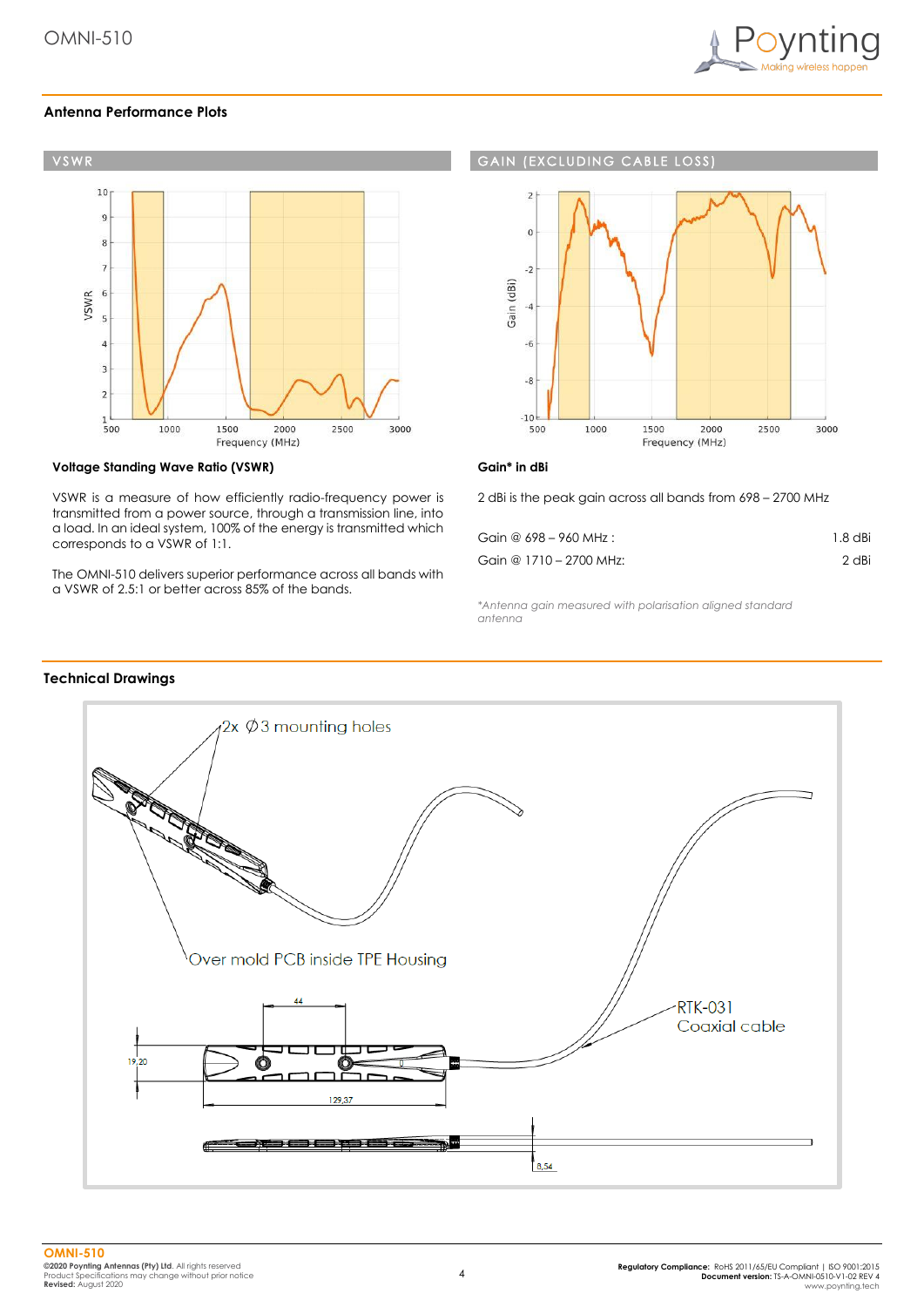## Antenna Performance Plots

### VSWR

### GAIN (EXCLUDING CABLE LOSS)

### Voltage Standing Wave Ratio (VSWR)

VSWR is a measure of how efficiently radio-frequency power is transmitted from a power source, through a transmission line, into a load. In an ideal system, 100% of the energy is transmitted which corresponds to a VSWR of 1:1.

The OMNI-510 delivers superior performance across all bands with a VSWR of 2.5:1 or better across 85% of the bands.

### Gain* in dBi

2 dBi is the peak gain across all bands from 698 – 2700 MHz

| | |
|---|---|
| Gain @ 698 – 960 MHz : | 1.8 dBi |
| Gain @ 1710 – 2700 MHz: | 2 dBi |

*\*Antenna gain measured with polarisation aligned standard antenna*

## Technical Drawings

2x ∅3 mounting holes

Over mold PCB inside TPE Housing

RTK-031 Coaxial cable

44

19,20

129,37

8,54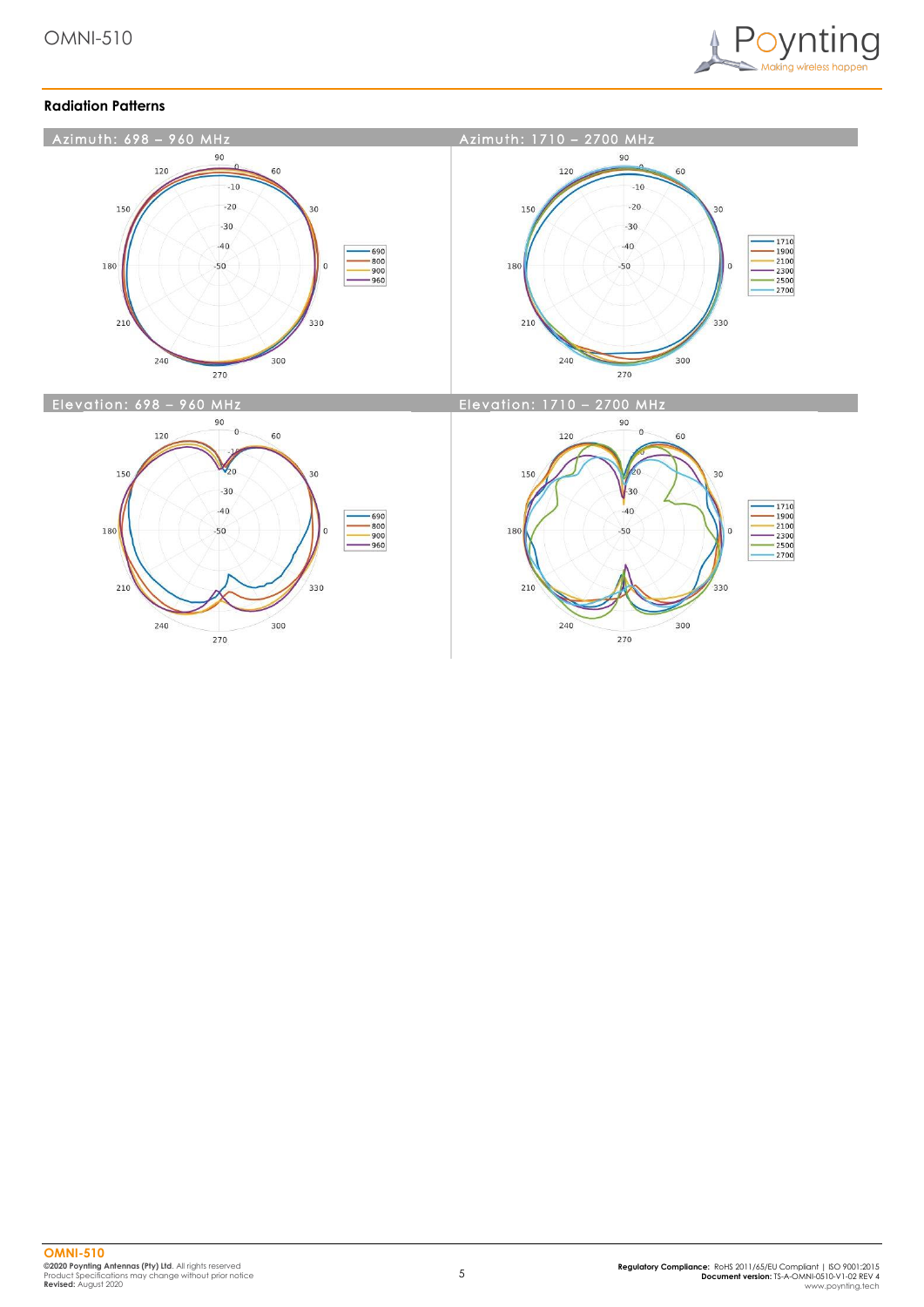## Radiation Patterns

### Azimuth: 698 – 960 MHz

### Azimuth: 1710 – 2700 MHz

### Elevation: 698 – 960 MHz

### Elevation: 1710 – 2700 MHz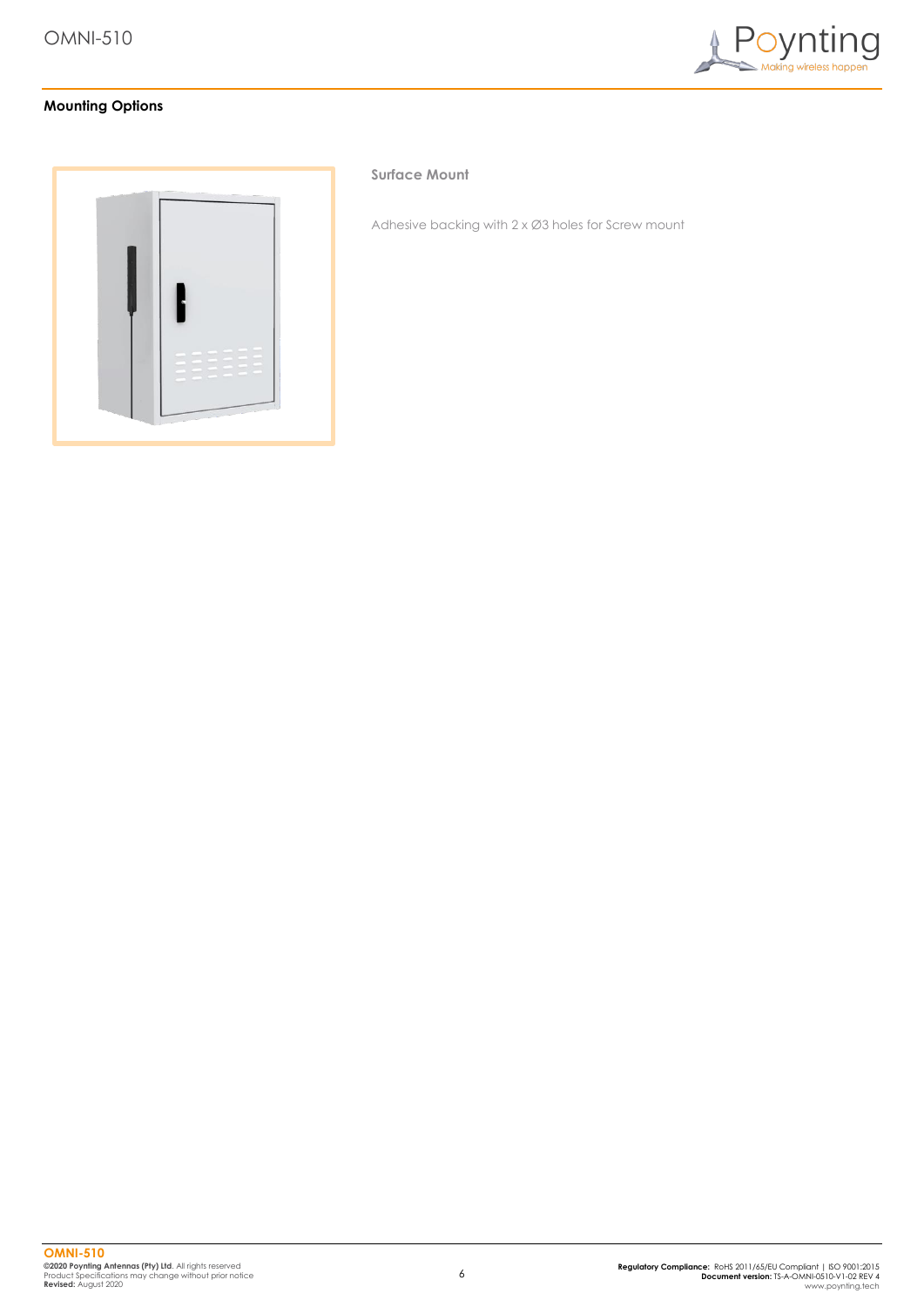## Mounting Options

### Surface Mount

Adhesive backing with 2 x Ø3 holes for Screw mount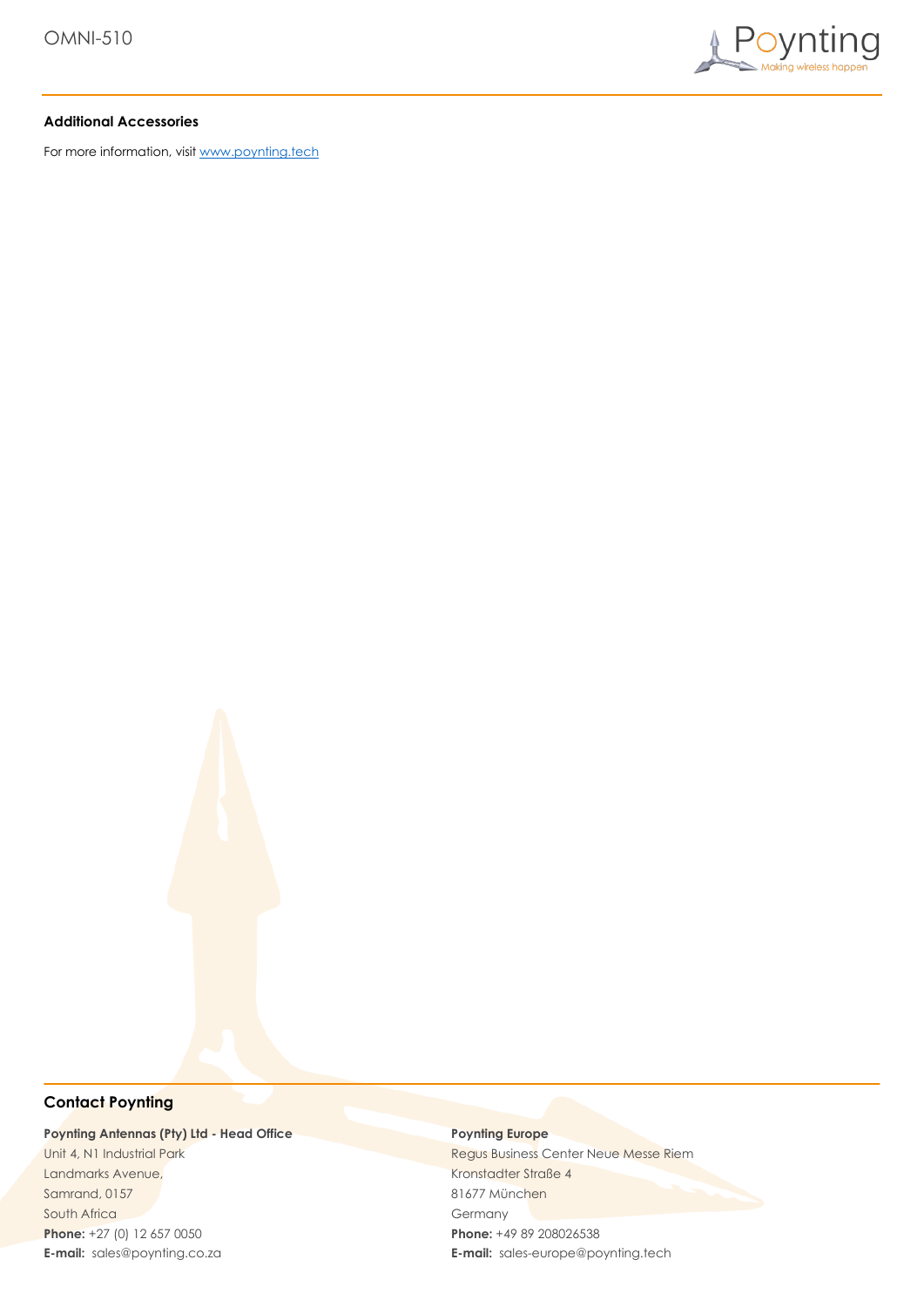## Additional Accessories

For more information, visit [www.poynting.tech](http://www.poynting.tech)

## Contact Poynting

**Poynting Antennas (Pty) Ltd - Head Office**
Unit 4, N1 Industrial Park
Landmarks Avenue,
Samrand, 0157
South Africa
**Phone:** +27 (0) 12 657 0050
**E-mail:** sales@poynting.co.za

**Poynting Europe**
Regus Business Center Neue Messe Riem
Kronstadter Straße 4
81677 München
Germany
**Phone:** +49 89 208026538
**E-mail:** sales-europe@poynting.tech